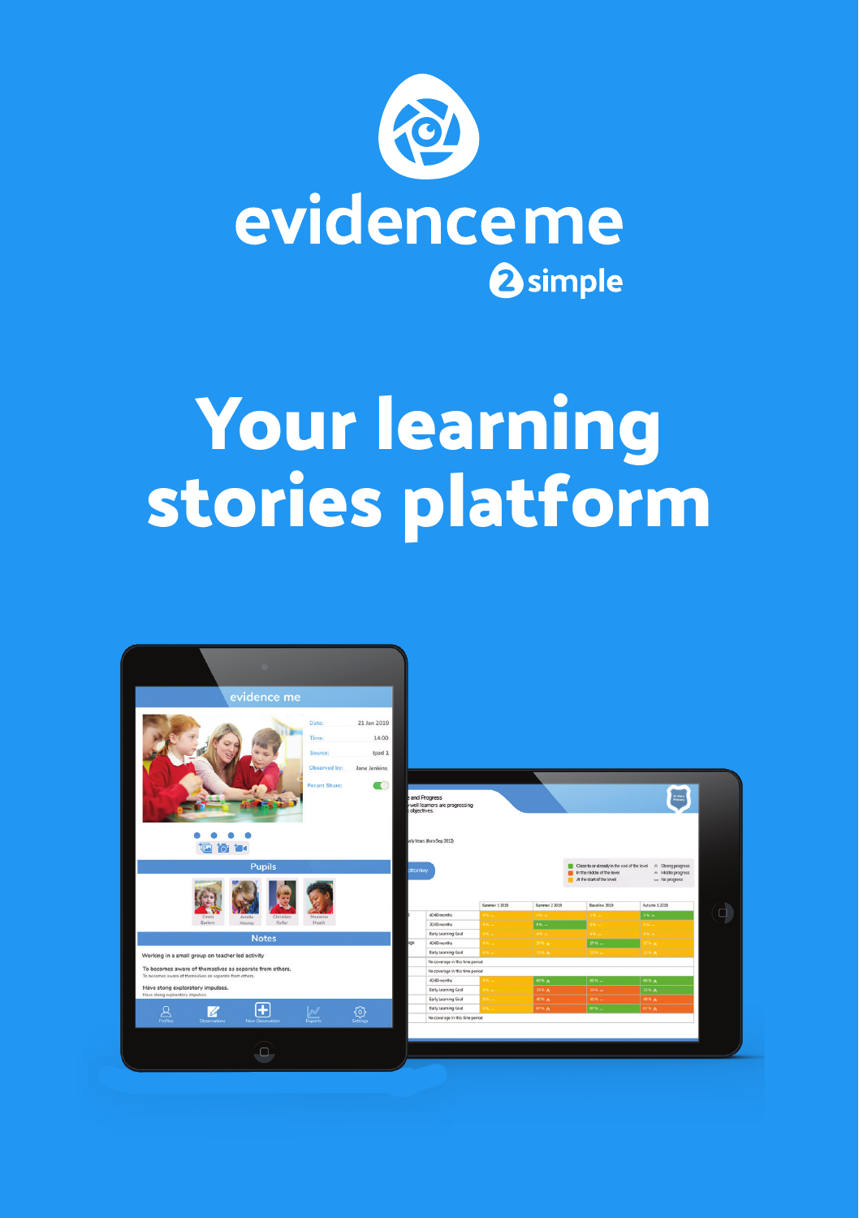# evidence me

2simple

# Your learning stories platform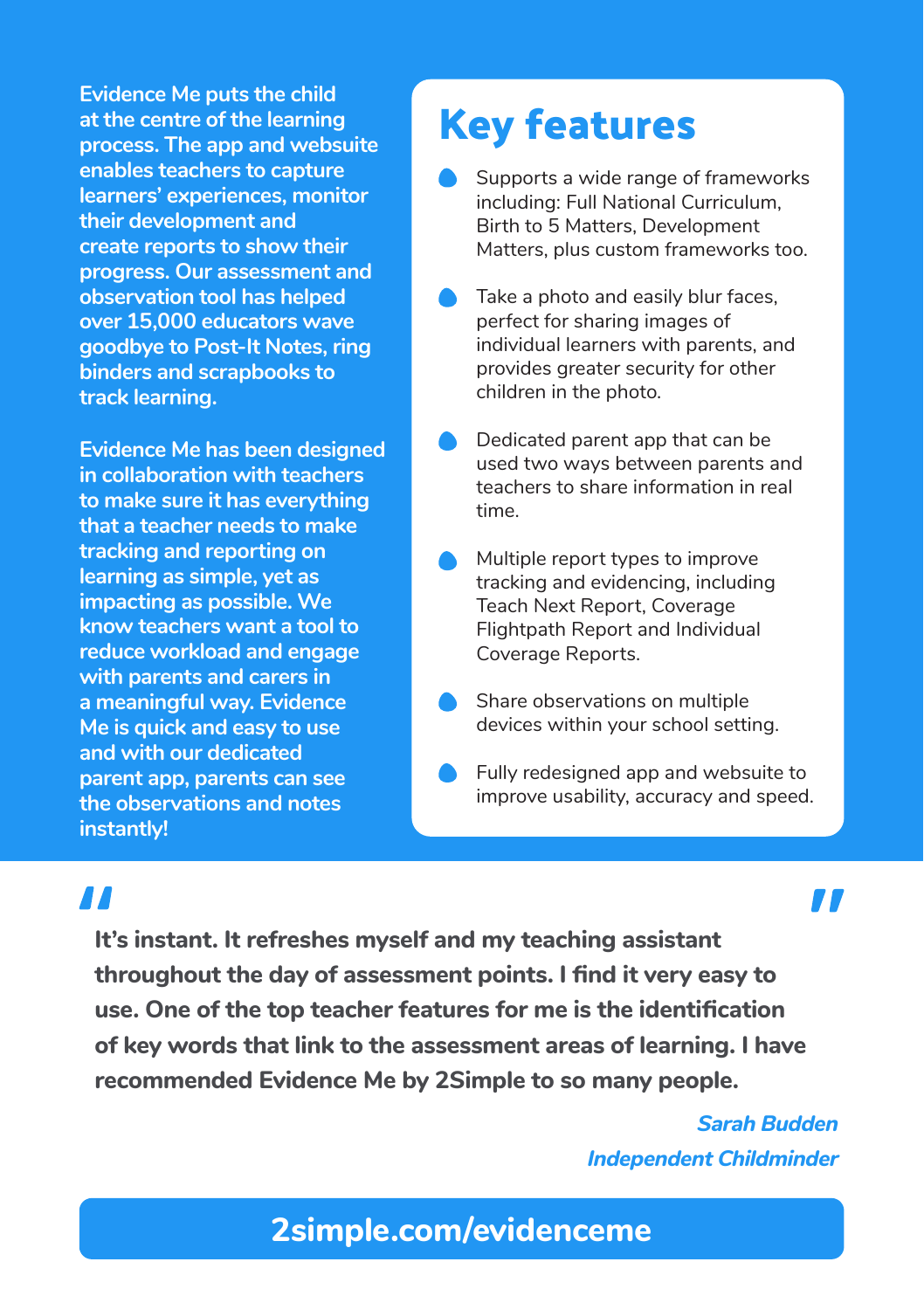**Evidence Me puts the child at the centre of the learning process. The app and websuite enables teachers to capture learners' experiences, monitor their development and create reports to show their progress. Our assessment and observation tool has helped over 15,000 educators wave goodbye to Post-It Notes, ring binders and scrapbooks to track learning.**

**Evidence Me has been designed in collaboration with teachers to make sure it has everything that a teacher needs to make tracking and reporting on learning as simple, yet as impacting as possible. We know teachers want a tool to reduce workload and engage with parents and carers in a meaningful way. Evidence Me is quick and easy to use and with our dedicated parent app, parents can see the observations and notes instantly!**

# Key features

- Supports a wide range of frameworks including: Full National Curriculum, Birth to 5 Matters, Development Matters, plus custom frameworks too.
- Take a photo and easily blur faces, perfect for sharing images of individual learners with parents, and provides greater security for other children in the photo.
- Dedicated parent app that can be used two ways between parents and teachers to share information in real time.
- Multiple report types to improve tracking and evidencing, including Teach Next Report, Coverage Flightpath Report and Individual Coverage Reports.
- Share observations on multiple devices within your school setting.
- Fully redesigned app and websuite to improve usability, accuracy and speed.

> **"It's instant. It refreshes myself and my teaching assistant throughout the day of assessment points. I find it very easy to use. One of the top teacher features for me is the identification of key words that link to the assessment areas of learning. I have recommended Evidence Me by 2Simple to so many people."**
>
> ***Sarah Budden***
> ***Independent Childminder***

**2simple.com/evidenceme**